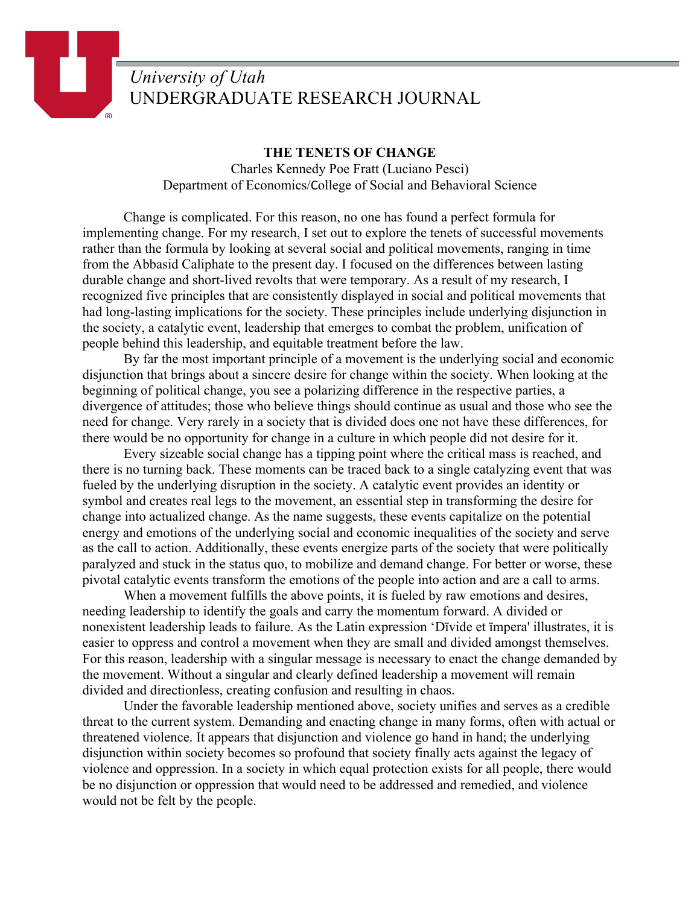*University of Utah*
UNDERGRADUATE RESEARCH JOURNAL

# THE TENETS OF CHANGE

Charles Kennedy Poe Fratt (Luciano Pesci)
Department of Economics/College of Social and Behavioral Science

Change is complicated. For this reason, no one has found a perfect formula for implementing change. For my research, I set out to explore the tenets of successful movements rather than the formula by looking at several social and political movements, ranging in time from the Abbasid Caliphate to the present day. I focused on the differences between lasting durable change and short-lived revolts that were temporary. As a result of my research, I recognized five principles that are consistently displayed in social and political movements that had long-lasting implications for the society. These principles include underlying disjunction in the society, a catalytic event, leadership that emerges to combat the problem, unification of people behind this leadership, and equitable treatment before the law.

By far the most important principle of a movement is the underlying social and economic disjunction that brings about a sincere desire for change within the society. When looking at the beginning of political change, you see a polarizing difference in the respective parties, a divergence of attitudes; those who believe things should continue as usual and those who see the need for change. Very rarely in a society that is divided does one not have these differences, for there would be no opportunity for change in a culture in which people did not desire for it.

Every sizeable social change has a tipping point where the critical mass is reached, and there is no turning back. These moments can be traced back to a single catalyzing event that was fueled by the underlying disruption in the society. A catalytic event provides an identity or symbol and creates real legs to the movement, an essential step in transforming the desire for change into actualized change. As the name suggests, these events capitalize on the potential energy and emotions of the underlying social and economic inequalities of the society and serve as the call to action. Additionally, these events energize parts of the society that were politically paralyzed and stuck in the status quo, to mobilize and demand change. For better or worse, these pivotal catalytic events transform the emotions of the people into action and are a call to arms.

When a movement fulfills the above points, it is fueled by raw emotions and desires, needing leadership to identify the goals and carry the momentum forward. A divided or nonexistent leadership leads to failure. As the Latin expression 'Dīvide et īmpera' illustrates, it is easier to oppress and control a movement when they are small and divided amongst themselves. For this reason, leadership with a singular message is necessary to enact the change demanded by the movement. Without a singular and clearly defined leadership a movement will remain divided and directionless, creating confusion and resulting in chaos.

Under the favorable leadership mentioned above, society unifies and serves as a credible threat to the current system. Demanding and enacting change in many forms, often with actual or threatened violence. It appears that disjunction and violence go hand in hand; the underlying disjunction within society becomes so profound that society finally acts against the legacy of violence and oppression. In a society in which equal protection exists for all people, there would be no disjunction or oppression that would need to be addressed and remedied, and violence would not be felt by the people.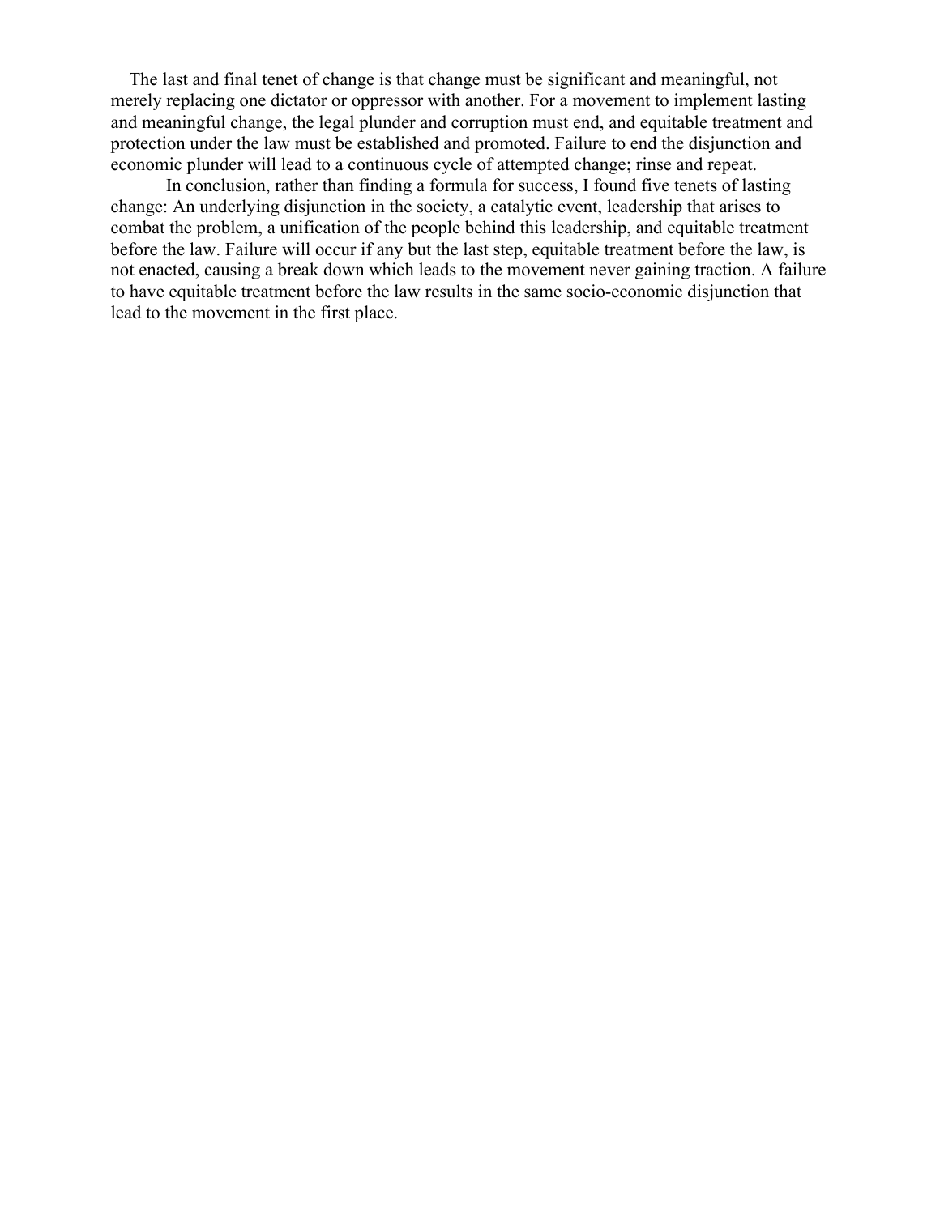The last and final tenet of change is that change must be significant and meaningful, not merely replacing one dictator or oppressor with another. For a movement to implement lasting and meaningful change, the legal plunder and corruption must end, and equitable treatment and protection under the law must be established and promoted. Failure to end the disjunction and economic plunder will lead to a continuous cycle of attempted change; rinse and repeat.

In conclusion, rather than finding a formula for success, I found five tenets of lasting change: An underlying disjunction in the society, a catalytic event, leadership that arises to combat the problem, a unification of the people behind this leadership, and equitable treatment before the law. Failure will occur if any but the last step, equitable treatment before the law, is not enacted, causing a break down which leads to the movement never gaining traction. A failure to have equitable treatment before the law results in the same socio-economic disjunction that lead to the movement in the first place.